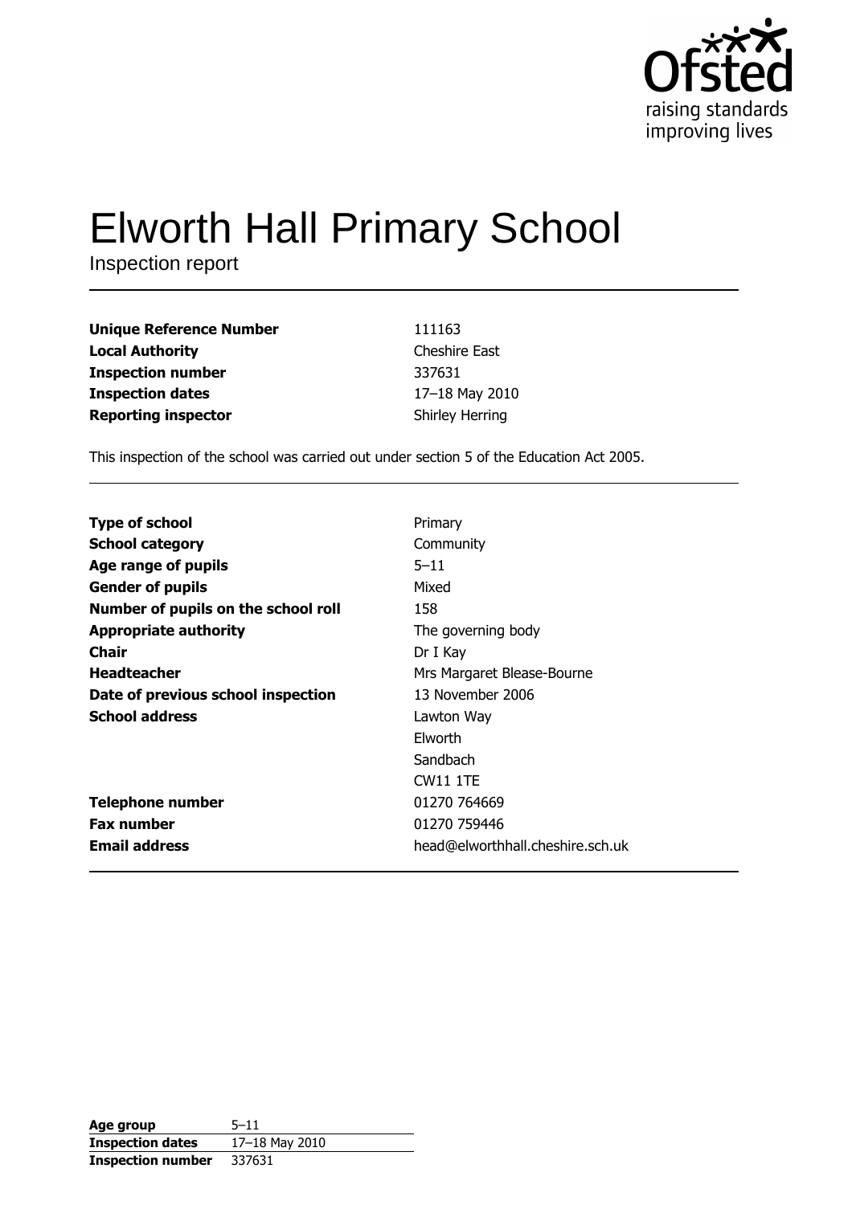# Elworth Hall Primary School

Inspection report

| | |
|---|---|
| **Unique Reference Number** | 111163 |
| **Local Authority** | Cheshire East |
| **Inspection number** | 337631 |
| **Inspection dates** | 17–18 May 2010 |
| **Reporting inspector** | Shirley Herring |

This inspection of the school was carried out under section 5 of the Education Act 2005.

| | |
|---|---|
| **Type of school** | Primary |
| **School category** | Community |
| **Age range of pupils** | 5–11 |
| **Gender of pupils** | Mixed |
| **Number of pupils on the school roll** | 158 |
| **Appropriate authority** | The governing body |
| **Chair** | Dr I Kay |
| **Headteacher** | Mrs Margaret Blease-Bourne |
| **Date of previous school inspection** | 13 November 2006 |
| **School address** | Lawton Way<br>Elworth<br>Sandbach<br>CW11 1TE |
| **Telephone number** | 01270 764669 |
| **Fax number** | 01270 759446 |
| **Email address** | head@elworthhall.cheshire.sch.uk |

| | |
|---|---|
| **Age group** | 5–11 |
| **Inspection dates** | 17–18 May 2010 |
| **Inspection number** | 337631 |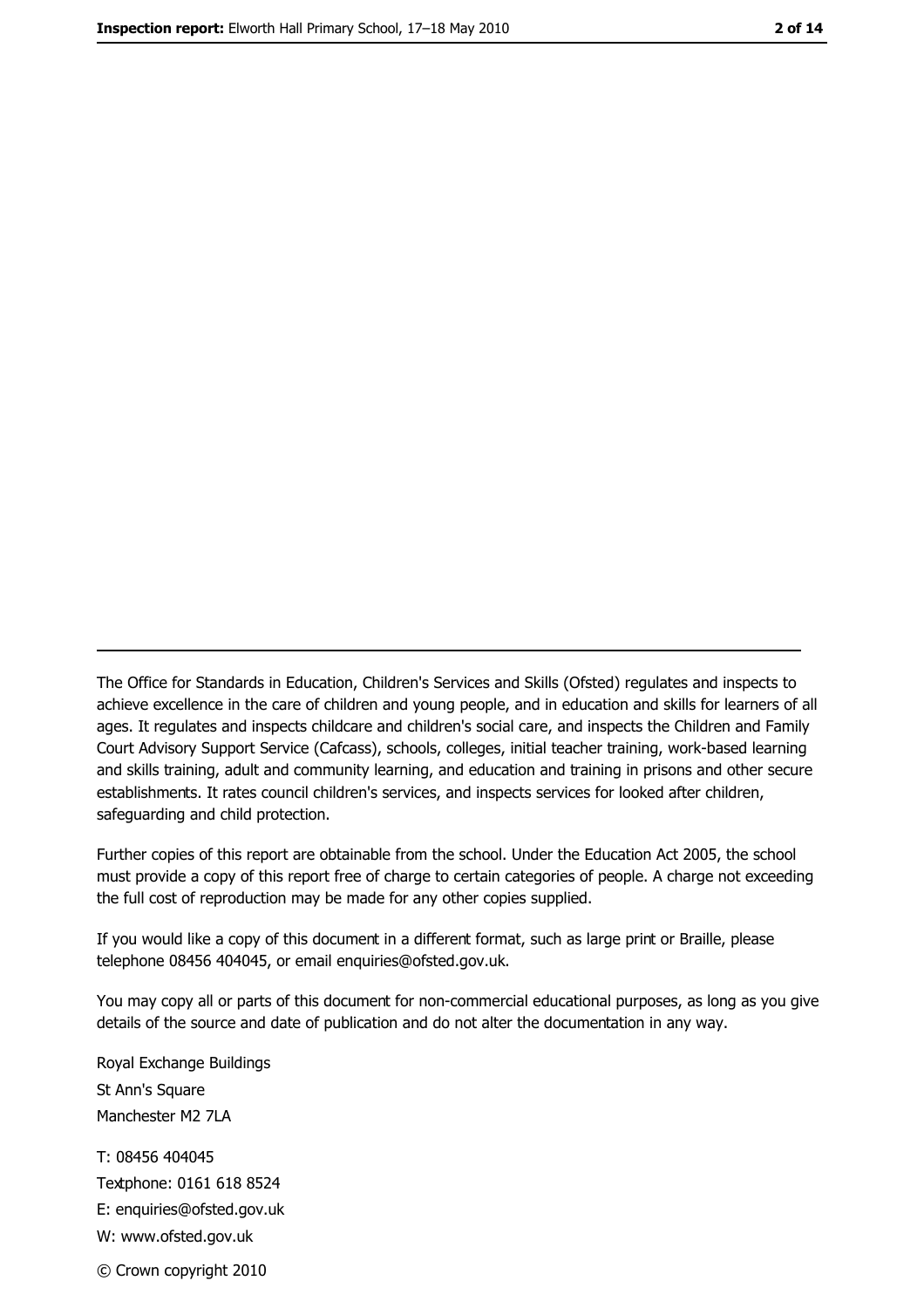---

The Office for Standards in Education, Children's Services and Skills (Ofsted) regulates and inspects to achieve excellence in the care of children and young people, and in education and skills for learners of all ages. It regulates and inspects childcare and children's social care, and inspects the Children and Family Court Advisory Support Service (Cafcass), schools, colleges, initial teacher training, work-based learning and skills training, adult and community learning, and education and training in prisons and other secure establishments. It rates council children's services, and inspects services for looked after children, safeguarding and child protection.

Further copies of this report are obtainable from the school. Under the Education Act 2005, the school must provide a copy of this report free of charge to certain categories of people. A charge not exceeding the full cost of reproduction may be made for any other copies supplied.

If you would like a copy of this document in a different format, such as large print or Braille, please telephone 08456 404045, or email enquiries@ofsted.gov.uk.

You may copy all or parts of this document for non-commercial educational purposes, as long as you give details of the source and date of publication and do not alter the documentation in any way.

Royal Exchange Buildings
St Ann's Square
Manchester M2 7LA

T: 08456 404045
Textphone: 0161 618 8524
E: enquiries@ofsted.gov.uk
W: www.ofsted.gov.uk

© Crown copyright 2010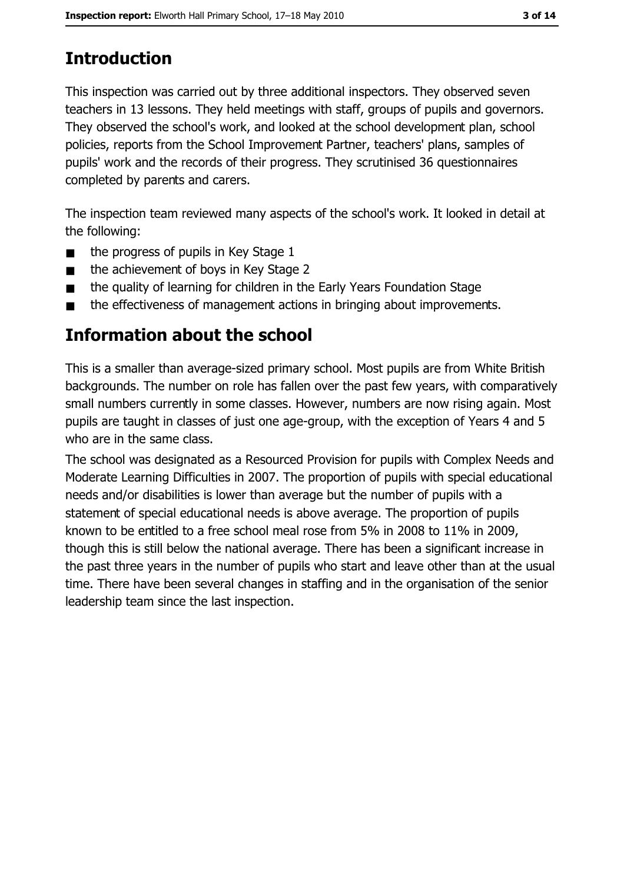## Introduction

This inspection was carried out by three additional inspectors. They observed seven teachers in 13 lessons. They held meetings with staff, groups of pupils and governors. They observed the school's work, and looked at the school development plan, school policies, reports from the School Improvement Partner, teachers' plans, samples of pupils' work and the records of their progress. They scrutinised 36 questionnaires completed by parents and carers.

The inspection team reviewed many aspects of the school's work. It looked in detail at the following:

- the progress of pupils in Key Stage 1
- the achievement of boys in Key Stage 2
- the quality of learning for children in the Early Years Foundation Stage
- the effectiveness of management actions in bringing about improvements.

## Information about the school

This is a smaller than average-sized primary school. Most pupils are from White British backgrounds. The number on role has fallen over the past few years, with comparatively small numbers currently in some classes. However, numbers are now rising again. Most pupils are taught in classes of just one age-group, with the exception of Years 4 and 5 who are in the same class.

The school was designated as a Resourced Provision for pupils with Complex Needs and Moderate Learning Difficulties in 2007. The proportion of pupils with special educational needs and/or disabilities is lower than average but the number of pupils with a statement of special educational needs is above average. The proportion of pupils known to be entitled to a free school meal rose from 5% in 2008 to 11% in 2009, though this is still below the national average. There has been a significant increase in the past three years in the number of pupils who start and leave other than at the usual time. There have been several changes in staffing and in the organisation of the senior leadership team since the last inspection.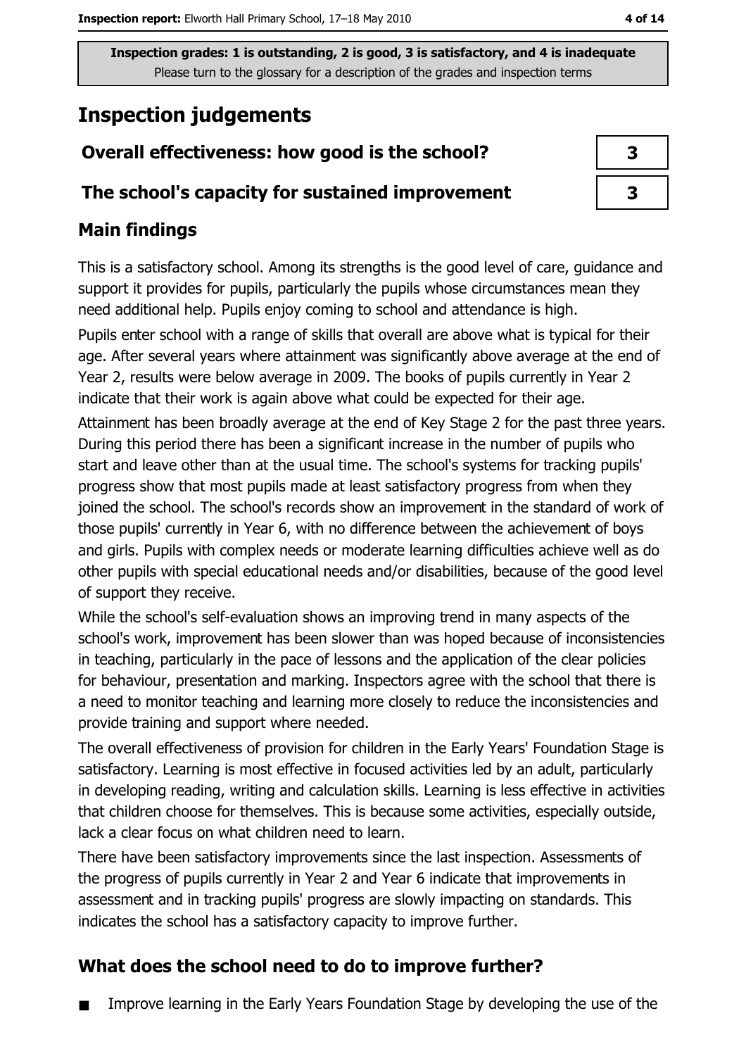Inspection grades: 1 is outstanding, 2 is good, 3 is satisfactory, and 4 is inadequate
Please turn to the glossary for a description of the grades and inspection terms

# Inspection judgements

| Overall effectiveness: how good is the school? | 3 |
|---|---|
| The school's capacity for sustained improvement | 3 |

## Main findings

This is a satisfactory school. Among its strengths is the good level of care, guidance and support it provides for pupils, particularly the pupils whose circumstances mean they need additional help. Pupils enjoy coming to school and attendance is high.

Pupils enter school with a range of skills that overall are above what is typical for their age. After several years where attainment was significantly above average at the end of Year 2, results were below average in 2009. The books of pupils currently in Year 2 indicate that their work is again above what could be expected for their age.

Attainment has been broadly average at the end of Key Stage 2 for the past three years. During this period there has been a significant increase in the number of pupils who start and leave other than at the usual time. The school's systems for tracking pupils' progress show that most pupils made at least satisfactory progress from when they joined the school. The school's records show an improvement in the standard of work of those pupils' currently in Year 6, with no difference between the achievement of boys and girls. Pupils with complex needs or moderate learning difficulties achieve well as do other pupils with special educational needs and/or disabilities, because of the good level of support they receive.

While the school's self-evaluation shows an improving trend in many aspects of the school's work, improvement has been slower than was hoped because of inconsistencies in teaching, particularly in the pace of lessons and the application of the clear policies for behaviour, presentation and marking. Inspectors agree with the school that there is a need to monitor teaching and learning more closely to reduce the inconsistencies and provide training and support where needed.

The overall effectiveness of provision for children in the Early Years' Foundation Stage is satisfactory. Learning is most effective in focused activities led by an adult, particularly in developing reading, writing and calculation skills. Learning is less effective in activities that children choose for themselves. This is because some activities, especially outside, lack a clear focus on what children need to learn.

There have been satisfactory improvements since the last inspection. Assessments of the progress of pupils currently in Year 2 and Year 6 indicate that improvements in assessment and in tracking pupils' progress are slowly impacting on standards. This indicates the school has a satisfactory capacity to improve further.

## What does the school need to do to improve further?

- Improve learning in the Early Years Foundation Stage by developing the use of the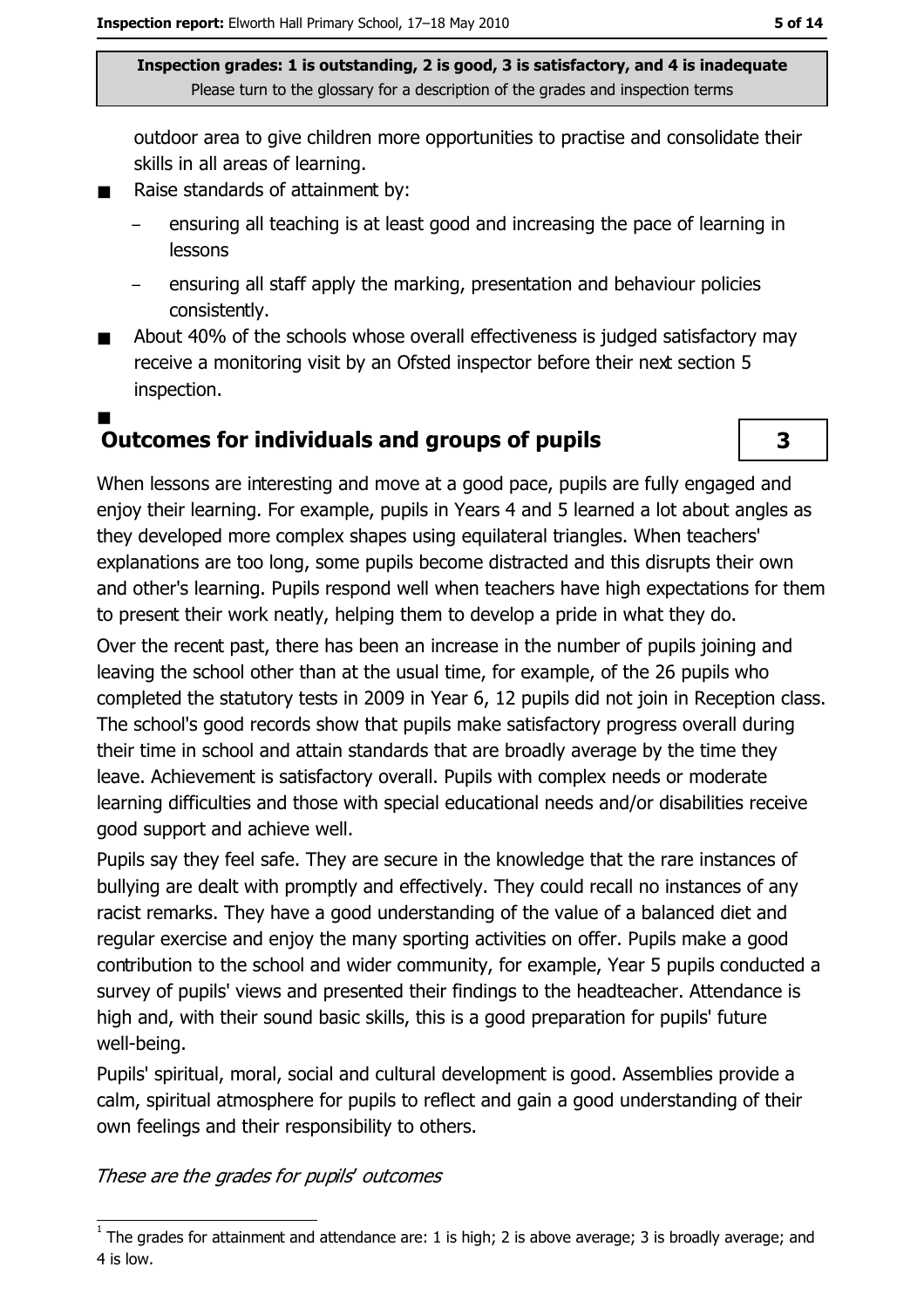**Inspection grades: 1 is outstanding, 2 is good, 3 is satisfactory, and 4 is inadequate**
Please turn to the glossary for a description of the grades and inspection terms

outdoor area to give children more opportunities to practise and consolidate their skills in all areas of learning.

- Raise standards of attainment by:
  - ensuring all teaching is at least good and increasing the pace of learning in lessons
  - ensuring all staff apply the marking, presentation and behaviour policies consistently.
- About 40% of the schools whose overall effectiveness is judged satisfactory may receive a monitoring visit by an Ofsted inspector before their next section 5 inspection.

## Outcomes for individuals and groups of pupils — 3

When lessons are interesting and move at a good pace, pupils are fully engaged and enjoy their learning. For example, pupils in Years 4 and 5 learned a lot about angles as they developed more complex shapes using equilateral triangles. When teachers' explanations are too long, some pupils become distracted and this disrupts their own and other's learning. Pupils respond well when teachers have high expectations for them to present their work neatly, helping them to develop a pride in what they do.

Over the recent past, there has been an increase in the number of pupils joining and leaving the school other than at the usual time, for example, of the 26 pupils who completed the statutory tests in 2009 in Year 6, 12 pupils did not join in Reception class. The school's good records show that pupils make satisfactory progress overall during their time in school and attain standards that are broadly average by the time they leave. Achievement is satisfactory overall. Pupils with complex needs or moderate learning difficulties and those with special educational needs and/or disabilities receive good support and achieve well.

Pupils say they feel safe. They are secure in the knowledge that the rare instances of bullying are dealt with promptly and effectively. They could recall no instances of any racist remarks. They have a good understanding of the value of a balanced diet and regular exercise and enjoy the many sporting activities on offer. Pupils make a good contribution to the school and wider community, for example, Year 5 pupils conducted a survey of pupils' views and presented their findings to the headteacher. Attendance is high and, with their sound basic skills, this is a good preparation for pupils' future well-being.

Pupils' spiritual, moral, social and cultural development is good. Assemblies provide a calm, spiritual atmosphere for pupils to reflect and gain a good understanding of their own feelings and their responsibility to others.

*These are the grades for pupils' outcomes*

[1] The grades for attainment and attendance are: 1 is high; 2 is above average; 3 is broadly average; and 4 is low.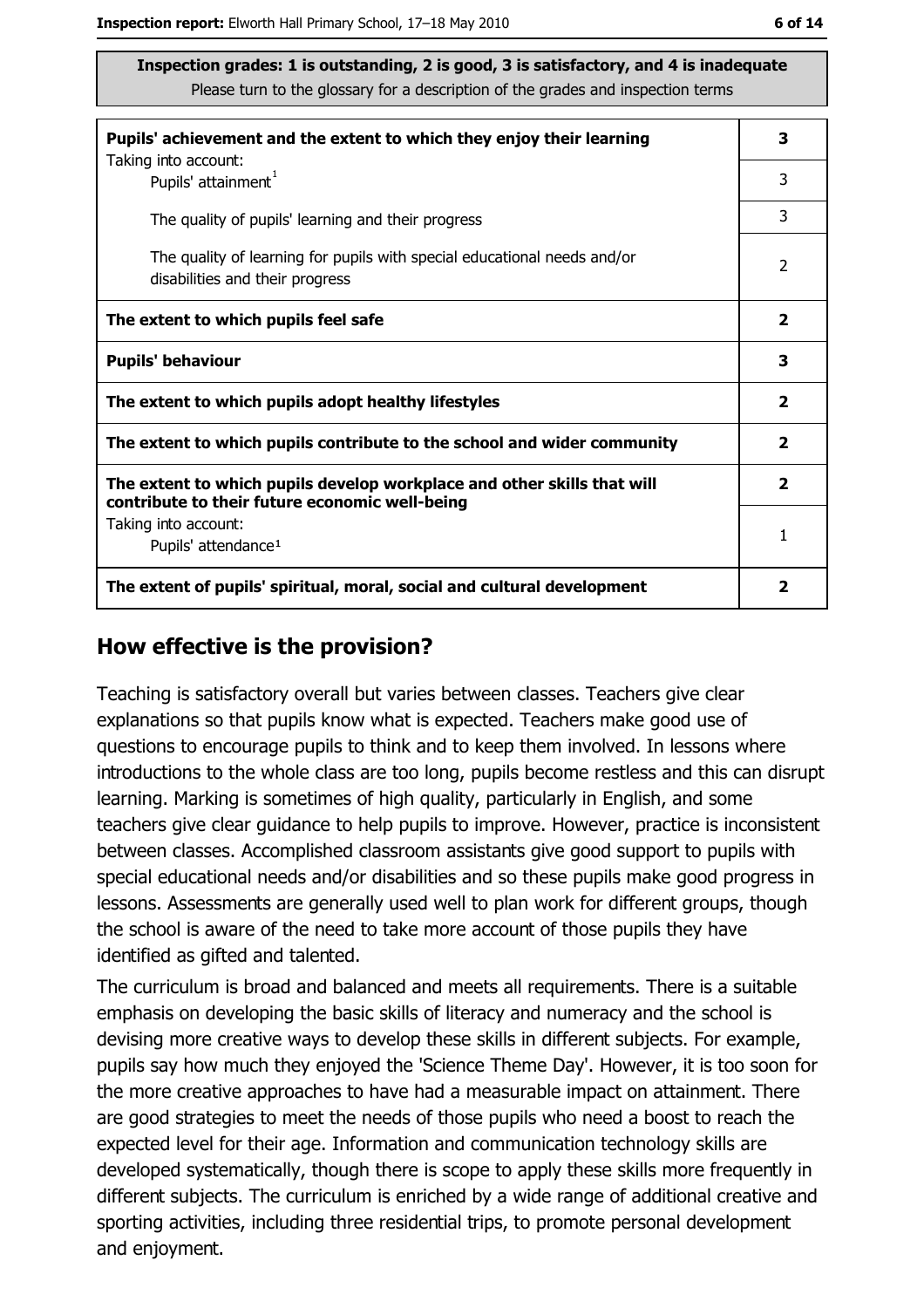**Inspection grades: 1 is outstanding, 2 is good, 3 is satisfactory, and 4 is inadequate**
Please turn to the glossary for a description of the grades and inspection terms

| | |
|---|---|
| **Pupils' achievement and the extent to which they enjoy their learning** | **3** |
| Taking into account: Pupils' attainment[1] | 3 |
| The quality of pupils' learning and their progress | 3 |
| The quality of learning for pupils with special educational needs and/or disabilities and their progress | 2 |
| **The extent to which pupils feel safe** | **2** |
| **Pupils' behaviour** | **3** |
| **The extent to which pupils adopt healthy lifestyles** | **2** |
| **The extent to which pupils contribute to the school and wider community** | **2** |
| **The extent to which pupils develop workplace and other skills that will contribute to their future economic well-being** | **2** |
| Taking into account: Pupils' attendance[1] | 1 |
| **The extent of pupils' spiritual, moral, social and cultural development** | **2** |

## How effective is the provision?

Teaching is satisfactory overall but varies between classes. Teachers give clear explanations so that pupils know what is expected. Teachers make good use of questions to encourage pupils to think and to keep them involved. In lessons where introductions to the whole class are too long, pupils become restless and this can disrupt learning. Marking is sometimes of high quality, particularly in English, and some teachers give clear guidance to help pupils to improve. However, practice is inconsistent between classes. Accomplished classroom assistants give good support to pupils with special educational needs and/or disabilities and so these pupils make good progress in lessons. Assessments are generally used well to plan work for different groups, though the school is aware of the need to take more account of those pupils they have identified as gifted and talented.

The curriculum is broad and balanced and meets all requirements. There is a suitable emphasis on developing the basic skills of literacy and numeracy and the school is devising more creative ways to develop these skills in different subjects. For example, pupils say how much they enjoyed the 'Science Theme Day'. However, it is too soon for the more creative approaches to have had a measurable impact on attainment. There are good strategies to meet the needs of those pupils who need a boost to reach the expected level for their age. Information and communication technology skills are developed systematically, though there is scope to apply these skills more frequently in different subjects. The curriculum is enriched by a wide range of additional creative and sporting activities, including three residential trips, to promote personal development and enjoyment.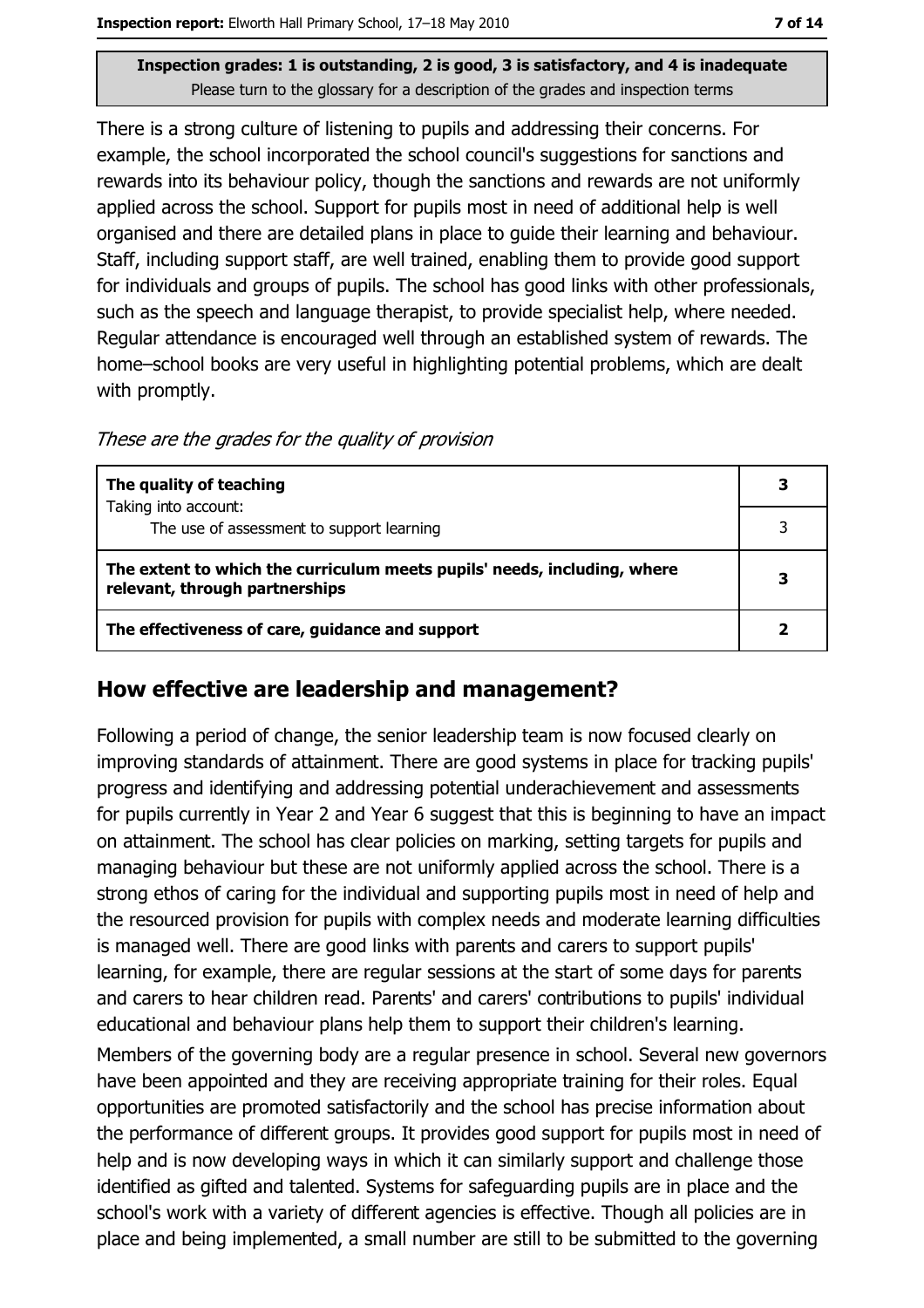Inspection grades: 1 is outstanding, 2 is good, 3 is satisfactory, and 4 is inadequate
Please turn to the glossary for a description of the grades and inspection terms

There is a strong culture of listening to pupils and addressing their concerns. For example, the school incorporated the school council's suggestions for sanctions and rewards into its behaviour policy, though the sanctions and rewards are not uniformly applied across the school. Support for pupils most in need of additional help is well organised and there are detailed plans in place to guide their learning and behaviour. Staff, including support staff, are well trained, enabling them to provide good support for individuals and groups of pupils. The school has good links with other professionals, such as the speech and language therapist, to provide specialist help, where needed. Regular attendance is encouraged well through an established system of rewards. The home–school books are very useful in highlighting potential problems, which are dealt with promptly.

*These are the grades for the quality of provision*

| | |
|---|---|
| **The quality of teaching**<br>Taking into account:<br>The use of assessment to support learning | **3**<br>3 |
| **The extent to which the curriculum meets pupils' needs, including, where relevant, through partnerships** | **3** |
| **The effectiveness of care, guidance and support** | **2** |

## How effective are leadership and management?

Following a period of change, the senior leadership team is now focused clearly on improving standards of attainment. There are good systems in place for tracking pupils' progress and identifying and addressing potential underachievement and assessments for pupils currently in Year 2 and Year 6 suggest that this is beginning to have an impact on attainment. The school has clear policies on marking, setting targets for pupils and managing behaviour but these are not uniformly applied across the school. There is a strong ethos of caring for the individual and supporting pupils most in need of help and the resourced provision for pupils with complex needs and moderate learning difficulties is managed well. There are good links with parents and carers to support pupils' learning, for example, there are regular sessions at the start of some days for parents and carers to hear children read. Parents' and carers' contributions to pupils' individual educational and behaviour plans help them to support their children's learning.

Members of the governing body are a regular presence in school. Several new governors have been appointed and they are receiving appropriate training for their roles. Equal opportunities are promoted satisfactorily and the school has precise information about the performance of different groups. It provides good support for pupils most in need of help and is now developing ways in which it can similarly support and challenge those identified as gifted and talented. Systems for safeguarding pupils are in place and the school's work with a variety of different agencies is effective. Though all policies are in place and being implemented, a small number are still to be submitted to the governing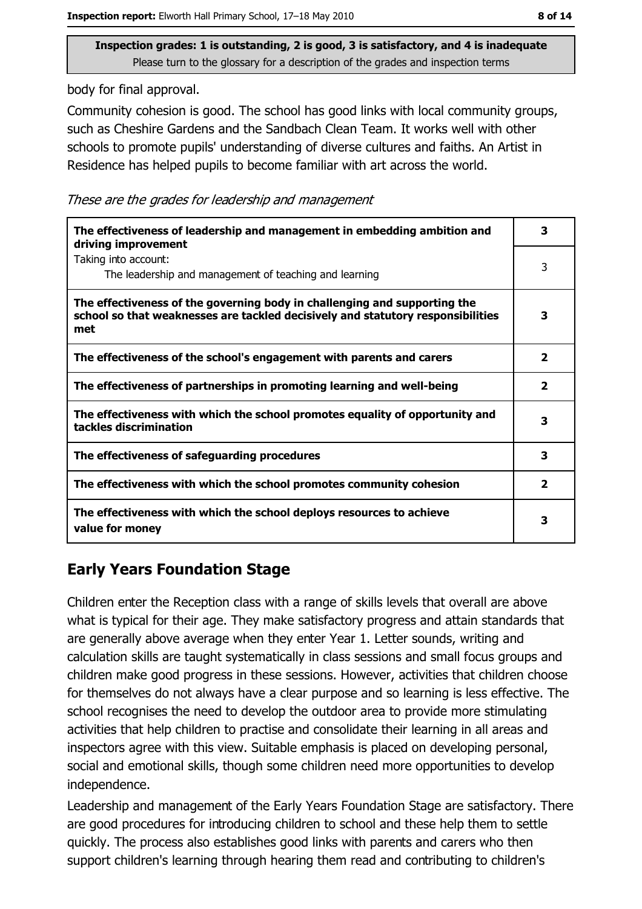Inspection grades: 1 is outstanding, 2 is good, 3 is satisfactory, and 4 is inadequate
Please turn to the glossary for a description of the grades and inspection terms

body for final approval.

Community cohesion is good. The school has good links with local community groups, such as Cheshire Gardens and the Sandbach Clean Team. It works well with other schools to promote pupils' understanding of diverse cultures and faiths. An Artist in Residence has helped pupils to become familiar with art across the world.

*These are the grades for leadership and management*

| | |
|---|---|
| **The effectiveness of leadership and management in embedding ambition and driving improvement** | **3** |
| Taking into account: The leadership and management of teaching and learning | 3 |
| **The effectiveness of the governing body in challenging and supporting the school so that weaknesses are tackled decisively and statutory responsibilities met** | **3** |
| **The effectiveness of the school's engagement with parents and carers** | **2** |
| **The effectiveness of partnerships in promoting learning and well-being** | **2** |
| **The effectiveness with which the school promotes equality of opportunity and tackles discrimination** | **3** |
| **The effectiveness of safeguarding procedures** | **3** |
| **The effectiveness with which the school promotes community cohesion** | **2** |
| **The effectiveness with which the school deploys resources to achieve value for money** | **3** |

## Early Years Foundation Stage

Children enter the Reception class with a range of skills levels that overall are above what is typical for their age. They make satisfactory progress and attain standards that are generally above average when they enter Year 1. Letter sounds, writing and calculation skills are taught systematically in class sessions and small focus groups and children make good progress in these sessions. However, activities that children choose for themselves do not always have a clear purpose and so learning is less effective. The school recognises the need to develop the outdoor area to provide more stimulating activities that help children to practise and consolidate their learning in all areas and inspectors agree with this view. Suitable emphasis is placed on developing personal, social and emotional skills, though some children need more opportunities to develop independence.

Leadership and management of the Early Years Foundation Stage are satisfactory. There are good procedures for introducing children to school and these help them to settle quickly. The process also establishes good links with parents and carers who then support children's learning through hearing them read and contributing to children's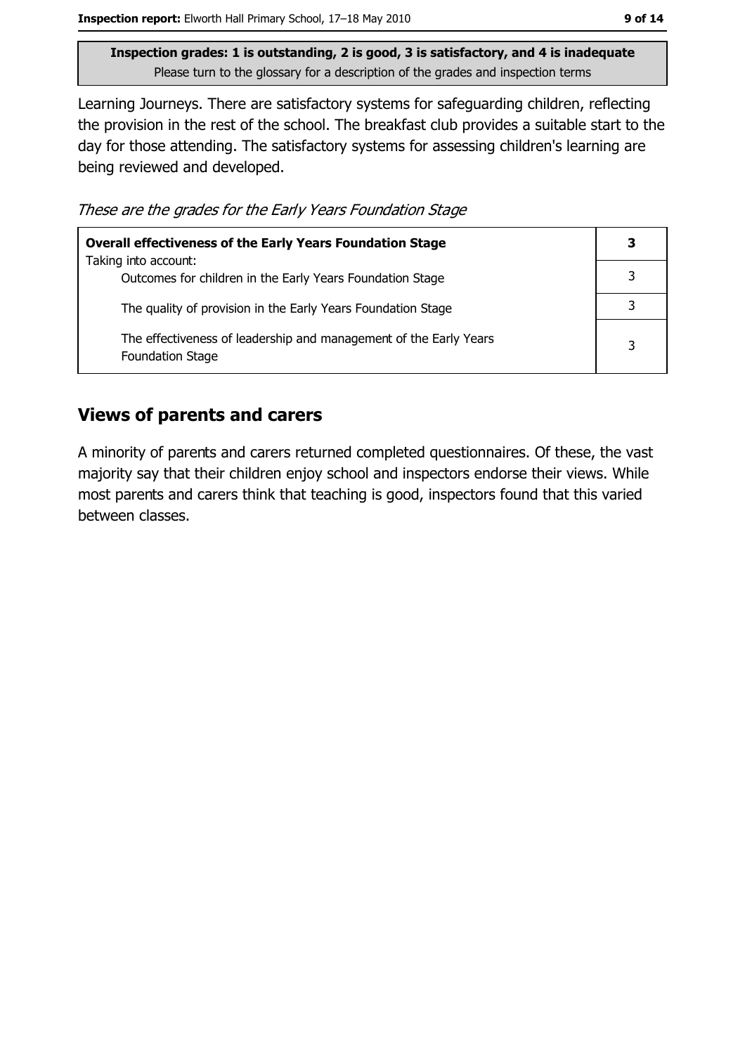**Inspection grades: 1 is outstanding, 2 is good, 3 is satisfactory, and 4 is inadequate**
Please turn to the glossary for a description of the grades and inspection terms

Learning Journeys. There are satisfactory systems for safeguarding children, reflecting the provision in the rest of the school. The breakfast club provides a suitable start to the day for those attending. The satisfactory systems for assessing children's learning are being reviewed and developed.

*These are the grades for the Early Years Foundation Stage*

| **Overall effectiveness of the Early Years Foundation Stage** | **3** |
|---|---|
| Taking into account: Outcomes for children in the Early Years Foundation Stage | 3 |
| The quality of provision in the Early Years Foundation Stage | 3 |
| The effectiveness of leadership and management of the Early Years Foundation Stage | 3 |

## Views of parents and carers

A minority of parents and carers returned completed questionnaires. Of these, the vast majority say that their children enjoy school and inspectors endorse their views. While most parents and carers think that teaching is good, inspectors found that this varied between classes.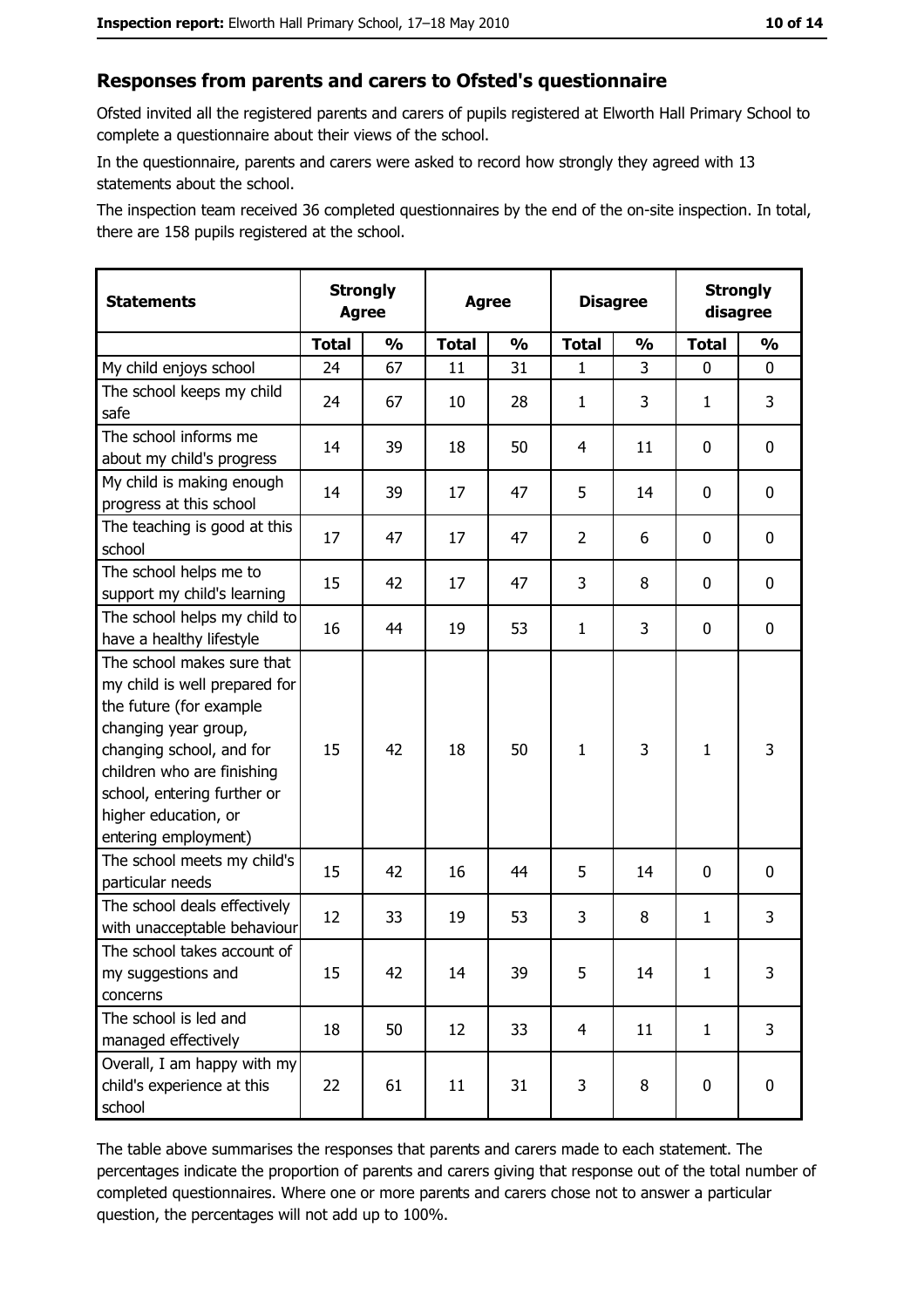## Responses from parents and carers to Ofsted's questionnaire

Ofsted invited all the registered parents and carers of pupils registered at Elworth Hall Primary School to complete a questionnaire about their views of the school.

In the questionnaire, parents and carers were asked to record how strongly they agreed with 13 statements about the school.

The inspection team received 36 completed questionnaires by the end of the on-site inspection. In total, there are 158 pupils registered at the school.

| Statements | Strongly Agree | | Agree | | Disagree | | Strongly disagree | |
|---|---|---|---|---|---|---|---|---|
| | Total | % | Total | % | Total | % | Total | % |
| My child enjoys school | 24 | 67 | 11 | 31 | 1 | 3 | 0 | 0 |
| The school keeps my child safe | 24 | 67 | 10 | 28 | 1 | 3 | 1 | 3 |
| The school informs me about my child's progress | 14 | 39 | 18 | 50 | 4 | 11 | 0 | 0 |
| My child is making enough progress at this school | 14 | 39 | 17 | 47 | 5 | 14 | 0 | 0 |
| The teaching is good at this school | 17 | 47 | 17 | 47 | 2 | 6 | 0 | 0 |
| The school helps me to support my child's learning | 15 | 42 | 17 | 47 | 3 | 8 | 0 | 0 |
| The school helps my child to have a healthy lifestyle | 16 | 44 | 19 | 53 | 1 | 3 | 0 | 0 |
| The school makes sure that my child is well prepared for the future (for example changing year group, changing school, and for children who are finishing school, entering further or higher education, or entering employment) | 15 | 42 | 18 | 50 | 1 | 3 | 1 | 3 |
| The school meets my child's particular needs | 15 | 42 | 16 | 44 | 5 | 14 | 0 | 0 |
| The school deals effectively with unacceptable behaviour | 12 | 33 | 19 | 53 | 3 | 8 | 1 | 3 |
| The school takes account of my suggestions and concerns | 15 | 42 | 14 | 39 | 5 | 14 | 1 | 3 |
| The school is led and managed effectively | 18 | 50 | 12 | 33 | 4 | 11 | 1 | 3 |
| Overall, I am happy with my child's experience at this school | 22 | 61 | 11 | 31 | 3 | 8 | 0 | 0 |

The table above summarises the responses that parents and carers made to each statement. The percentages indicate the proportion of parents and carers giving that response out of the total number of completed questionnaires. Where one or more parents and carers chose not to answer a particular question, the percentages will not add up to 100%.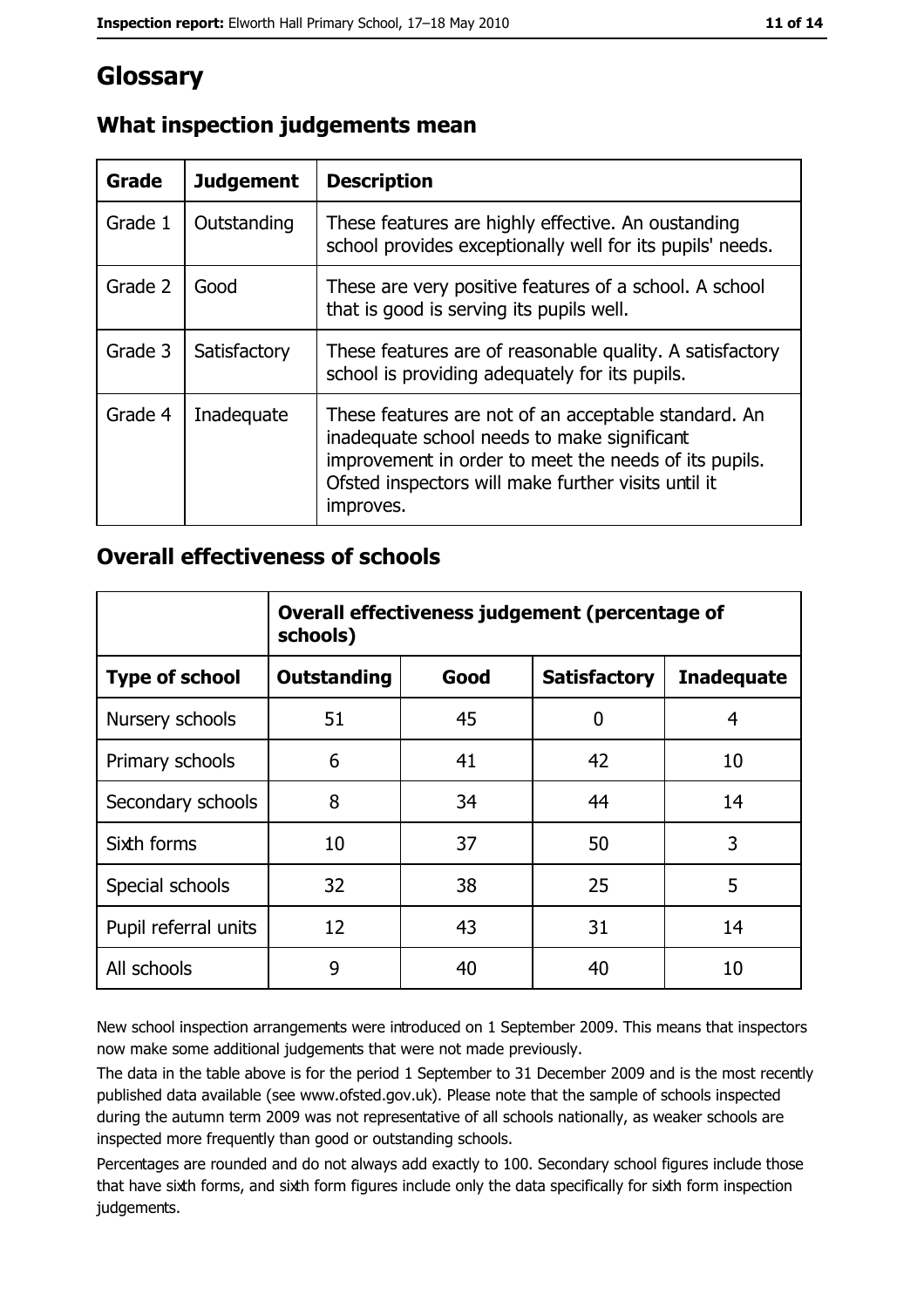# Glossary

## What inspection judgements mean

| Grade | Judgement | Description |
| --- | --- | --- |
| Grade 1 | Outstanding | These features are highly effective. An oustanding school provides exceptionally well for its pupils' needs. |
| Grade 2 | Good | These are very positive features of a school. A school that is good is serving its pupils well. |
| Grade 3 | Satisfactory | These features are of reasonable quality. A satisfactory school is providing adequately for its pupils. |
| Grade 4 | Inadequate | These features are not of an acceptable standard. An inadequate school needs to make significant improvement in order to meet the needs of its pupils. Ofsted inspectors will make further visits until it improves. |

## Overall effectiveness of schools

| | **Overall effectiveness judgement (percentage of schools)** | | | |
| --- | --- | --- | --- | --- |
| **Type of school** | **Outstanding** | **Good** | **Satisfactory** | **Inadequate** |
| Nursery schools | 51 | 45 | 0 | 4 |
| Primary schools | 6 | 41 | 42 | 10 |
| Secondary schools | 8 | 34 | 44 | 14 |
| Sixth forms | 10 | 37 | 50 | 3 |
| Special schools | 32 | 38 | 25 | 5 |
| Pupil referral units | 12 | 43 | 31 | 14 |
| All schools | 9 | 40 | 40 | 10 |

New school inspection arrangements were introduced on 1 September 2009. This means that inspectors now make some additional judgements that were not made previously.

The data in the table above is for the period 1 September to 31 December 2009 and is the most recently published data available (see www.ofsted.gov.uk). Please note that the sample of schools inspected during the autumn term 2009 was not representative of all schools nationally, as weaker schools are inspected more frequently than good or outstanding schools.

Percentages are rounded and do not always add exactly to 100. Secondary school figures include those that have sixth forms, and sixth form figures include only the data specifically for sixth form inspection judgements.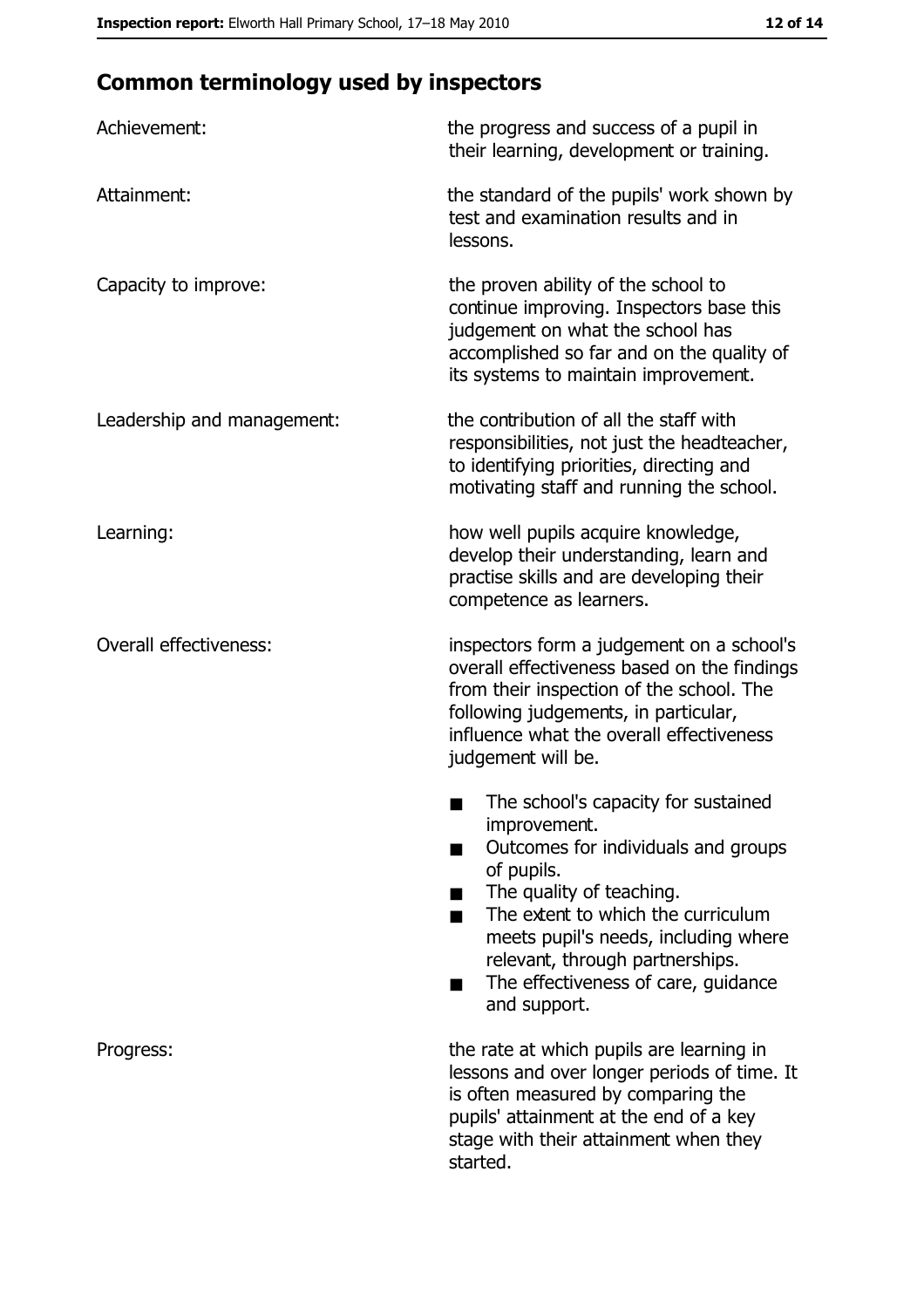## Common terminology used by inspectors

| | |
|---|---|
| Achievement: | the progress and success of a pupil in their learning, development or training. |
| Attainment: | the standard of the pupils' work shown by test and examination results and in lessons. |
| Capacity to improve: | the proven ability of the school to continue improving. Inspectors base this judgement on what the school has accomplished so far and on the quality of its systems to maintain improvement. |
| Leadership and management: | the contribution of all the staff with responsibilities, not just the headteacher, to identifying priorities, directing and motivating staff and running the school. |
| Learning: | how well pupils acquire knowledge, develop their understanding, learn and practise skills and are developing their competence as learners. |
| Overall effectiveness: | inspectors form a judgement on a school's overall effectiveness based on the findings from their inspection of the school. The following judgements, in particular, influence what the overall effectiveness judgement will be.<br>■ The school's capacity for sustained improvement.<br>■ Outcomes for individuals and groups of pupils.<br>■ The quality of teaching.<br>■ The extent to which the curriculum meets pupil's needs, including where relevant, through partnerships.<br>■ The effectiveness of care, guidance and support. |
| Progress: | the rate at which pupils are learning in lessons and over longer periods of time. It is often measured by comparing the pupils' attainment at the end of a key stage with their attainment when they started. |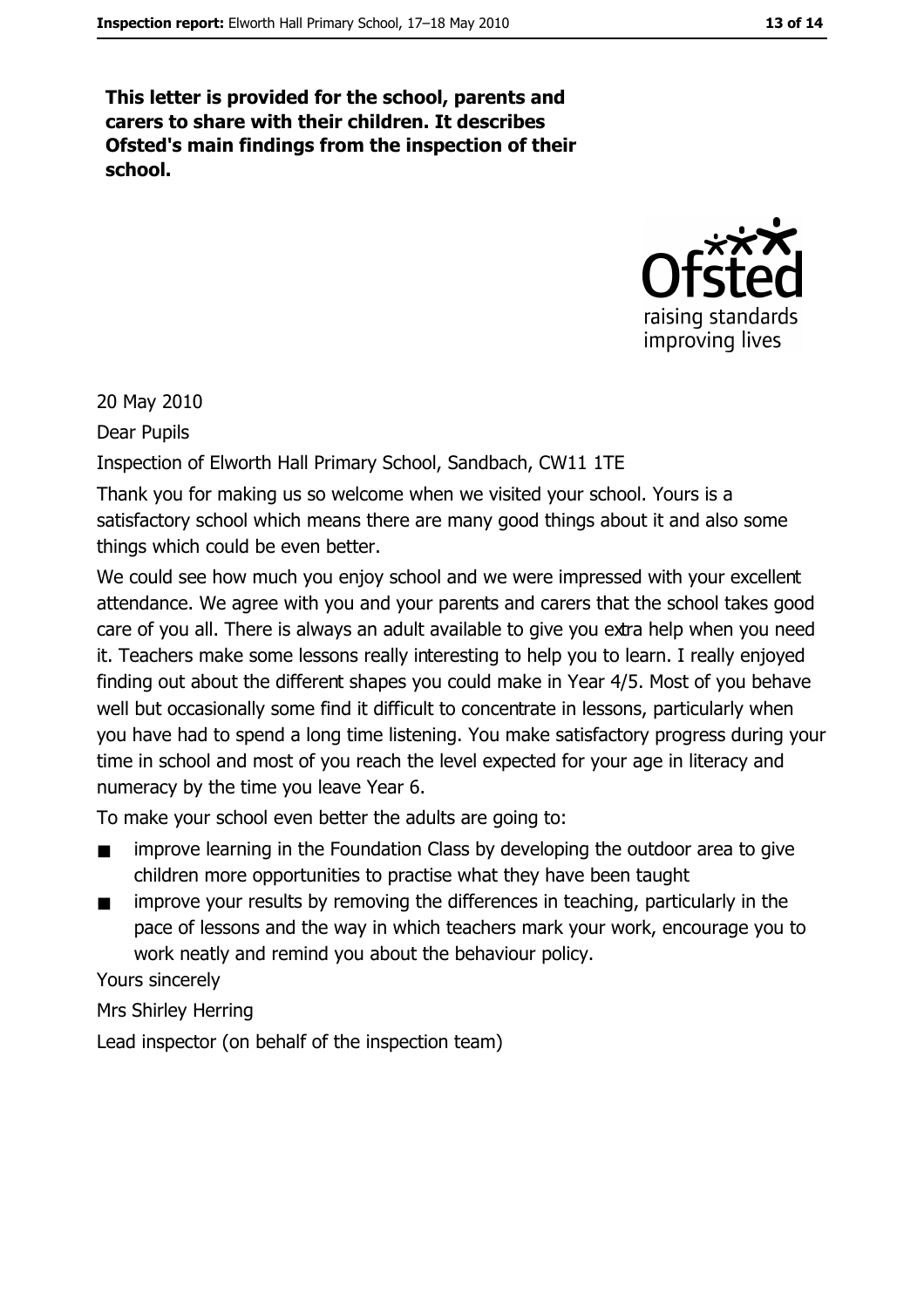**This letter is provided for the school, parents and carers to share with their children. It describes Ofsted's main findings from the inspection of their school.**

20 May 2010

Dear Pupils

Inspection of Elworth Hall Primary School, Sandbach, CW11 1TE

Thank you for making us so welcome when we visited your school. Yours is a satisfactory school which means there are many good things about it and also some things which could be even better.

We could see how much you enjoy school and we were impressed with your excellent attendance. We agree with you and your parents and carers that the school takes good care of you all. There is always an adult available to give you extra help when you need it. Teachers make some lessons really interesting to help you to learn. I really enjoyed finding out about the different shapes you could make in Year 4/5. Most of you behave well but occasionally some find it difficult to concentrate in lessons, particularly when you have had to spend a long time listening. You make satisfactory progress during your time in school and most of you reach the level expected for your age in literacy and numeracy by the time you leave Year 6.

To make your school even better the adults are going to:

- improve learning in the Foundation Class by developing the outdoor area to give children more opportunities to practise what they have been taught
- improve your results by removing the differences in teaching, particularly in the pace of lessons and the way in which teachers mark your work, encourage you to work neatly and remind you about the behaviour policy.

Yours sincerely

Mrs Shirley Herring

Lead inspector (on behalf of the inspection team)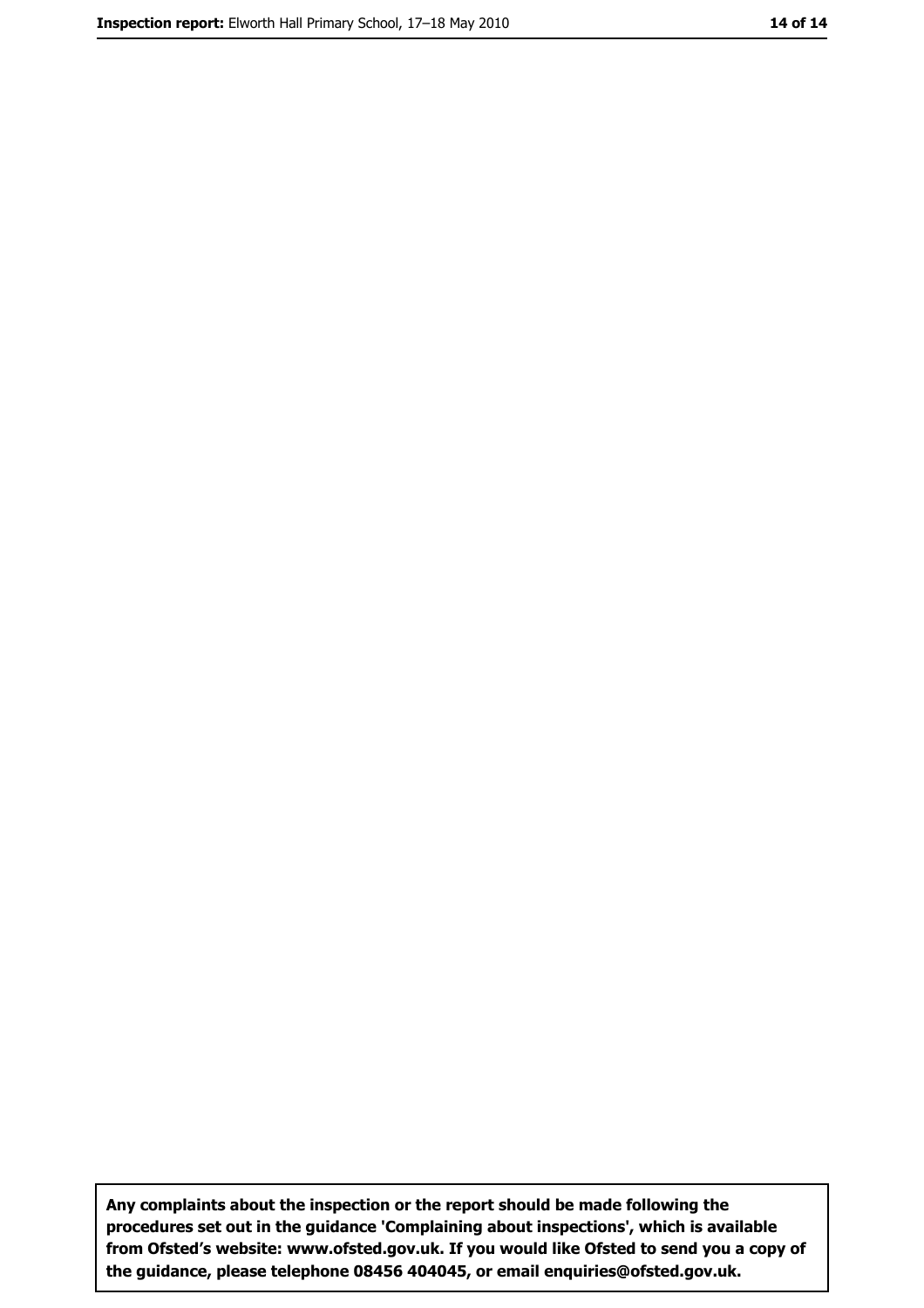**Any complaints about the inspection or the report should be made following the procedures set out in the guidance 'Complaining about inspections', which is available from Ofsted's website: www.ofsted.gov.uk. If you would like Ofsted to send you a copy of the guidance, please telephone 08456 404045, or email enquiries@ofsted.gov.uk.**